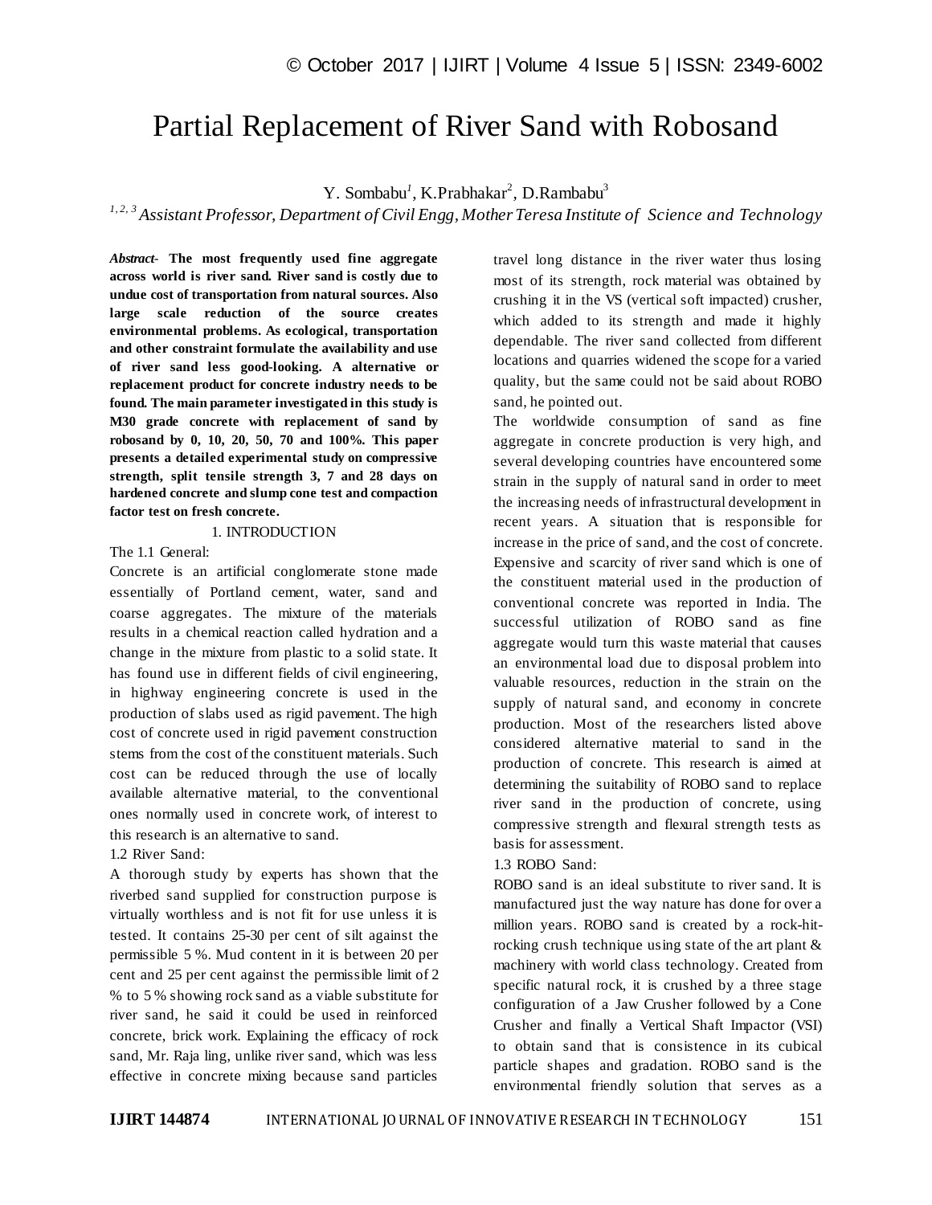# Partial Replacement of River Sand with Robosand

Y. Sombabu[1], K.Prabhakar[2], D.Rambabu[3]

[1, 2, 3] *Assistant Professor, Department of Civil Engg, Mother Teresa Institute of Science and Technology*

***Abstract-*** **The most frequently used fine aggregate across world is river sand. River sand is costly due to undue cost of transportation from natural sources. Also large scale reduction of the source creates environmental problems. As ecological, transportation and other constraint formulate the availability and use of river sand less good-looking. A alternative or replacement product for concrete industry needs to be found. The main parameter investigated in this study is M30 grade concrete with replacement of sand by robosand by 0, 10, 20, 50, 70 and 100%. This paper presents a detailed experimental study on compressive strength, split tensile strength 3, 7 and 28 days on hardened concrete and slump cone test and compaction factor test on fresh concrete.**

## 1. INTRODUCTION

### The 1.1 General:

Concrete is an artificial conglomerate stone made essentially of Portland cement, water, sand and coarse aggregates. The mixture of the materials results in a chemical reaction called hydration and a change in the mixture from plastic to a solid state. It has found use in different fields of civil engineering, in highway engineering concrete is used in the production of slabs used as rigid pavement. The high cost of concrete used in rigid pavement construction stems from the cost of the constituent materials. Such cost can be reduced through the use of locally available alternative material, to the conventional ones normally used in concrete work, of interest to this research is an alternative to sand.

### 1.2 River Sand:

A thorough study by experts has shown that the riverbed sand supplied for construction purpose is virtually worthless and is not fit for use unless it is tested. It contains 25-30 per cent of silt against the permissible 5 %. Mud content in it is between 20 per cent and 25 per cent against the permissible limit of 2 % to 5 % showing rock sand as a viable substitute for river sand, he said it could be used in reinforced concrete, brick work. Explaining the efficacy of rock sand, Mr. Raja ling, unlike river sand, which was less effective in concrete mixing because sand particles travel long distance in the river water thus losing most of its strength, rock material was obtained by crushing it in the VS (vertical soft impacted) crusher, which added to its strength and made it highly dependable. The river sand collected from different locations and quarries widened the scope for a varied quality, but the same could not be said about ROBO sand, he pointed out.

The worldwide consumption of sand as fine aggregate in concrete production is very high, and several developing countries have encountered some strain in the supply of natural sand in order to meet the increasing needs of infrastructural development in recent years. A situation that is responsible for increase in the price of sand, and the cost of concrete. Expensive and scarcity of river sand which is one of the constituent material used in the production of conventional concrete was reported in India. The successful utilization of ROBO sand as fine aggregate would turn this waste material that causes an environmental load due to disposal problem into valuable resources, reduction in the strain on the supply of natural sand, and economy in concrete production. Most of the researchers listed above considered alternative material to sand in the production of concrete. This research is aimed at determining the suitability of ROBO sand to replace river sand in the production of concrete, using compressive strength and flexural strength tests as basis for assessment.

### 1.3 ROBO Sand:

ROBO sand is an ideal substitute to river sand. It is manufactured just the way nature has done for over a million years. ROBO sand is created by a rock-hit-rocking crush technique using state of the art plant & machinery with world class technology. Created from specific natural rock, it is crushed by a three stage configuration of a Jaw Crusher followed by a Cone Crusher and finally a Vertical Shaft Impactor (VSI) to obtain sand that is consistence in its cubical particle shapes and gradation. ROBO sand is the environmental friendly solution that serves as a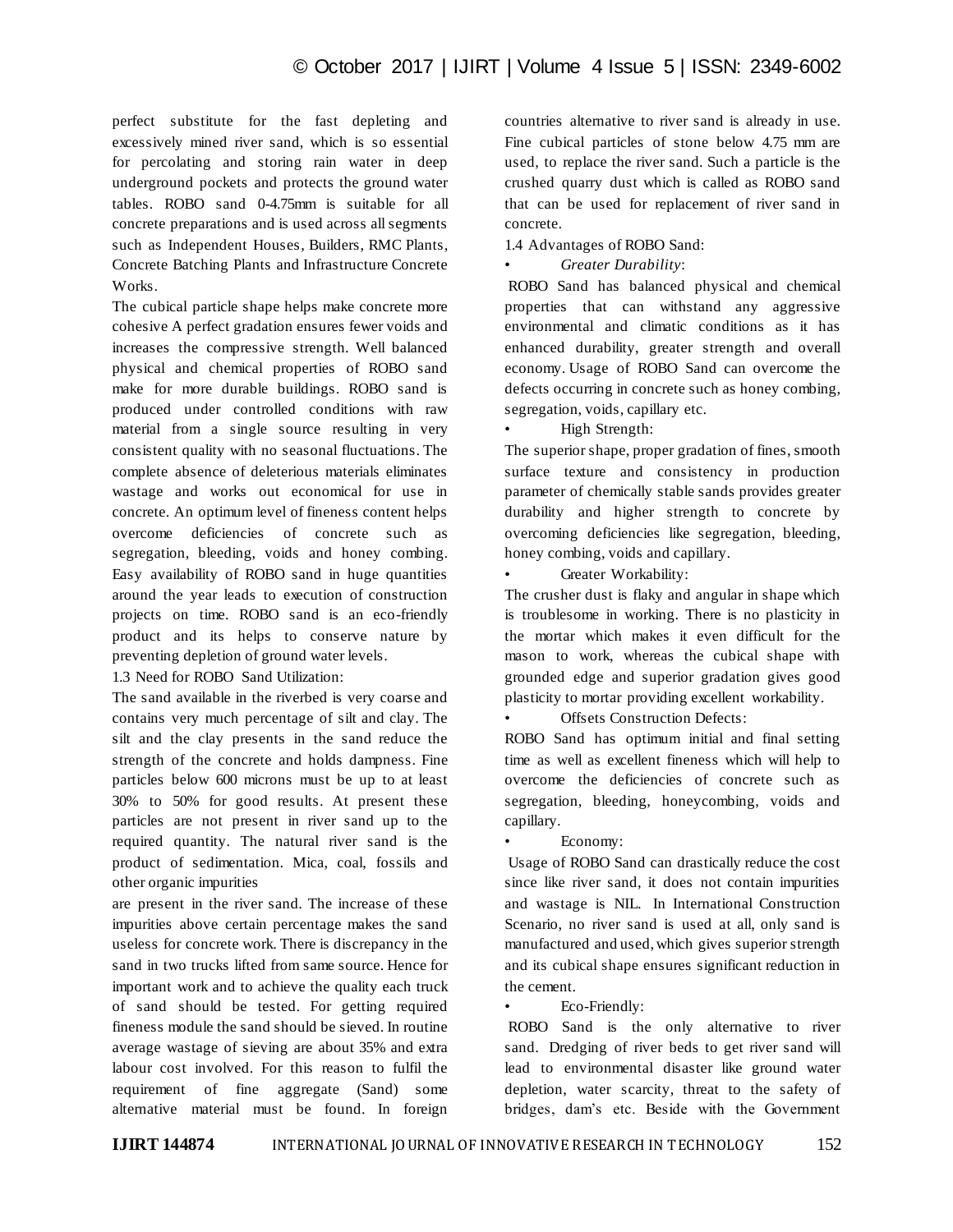perfect substitute for the fast depleting and excessively mined river sand, which is so essential for percolating and storing rain water in deep underground pockets and protects the ground water tables. ROBO sand 0-4.75mm is suitable for all concrete preparations and is used across all segments such as Independent Houses, Builders, RMC Plants, Concrete Batching Plants and Infrastructure Concrete Works.

The cubical particle shape helps make concrete more cohesive A perfect gradation ensures fewer voids and increases the compressive strength. Well balanced physical and chemical properties of ROBO sand make for more durable buildings. ROBO sand is produced under controlled conditions with raw material from a single source resulting in very consistent quality with no seasonal fluctuations. The complete absence of deleterious materials eliminates wastage and works out economical for use in concrete. An optimum level of fineness content helps overcome deficiencies of concrete such as segregation, bleeding, voids and honey combing. Easy availability of ROBO sand in huge quantities around the year leads to execution of construction projects on time. ROBO sand is an eco-friendly product and its helps to conserve nature by preventing depletion of ground water levels.

1.3 Need for ROBO Sand Utilization:

The sand available in the riverbed is very coarse and contains very much percentage of silt and clay. The silt and the clay presents in the sand reduce the strength of the concrete and holds dampness. Fine particles below 600 microns must be up to at least 30% to 50% for good results. At present these particles are not present in river sand up to the required quantity. The natural river sand is the product of sedimentation. Mica, coal, fossils and other organic impurities are present in the river sand. The increase of these impurities above certain percentage makes the sand useless for concrete work. There is discrepancy in the sand in two trucks lifted from same source. Hence for important work and to achieve the quality each truck of sand should be tested. For getting required fineness module the sand should be sieved. In routine average wastage of sieving are about 35% and extra labour cost involved. For this reason to fulfil the requirement of fine aggregate (Sand) some alternative material must be found. In foreign countries alternative to river sand is already in use. Fine cubical particles of stone below 4.75 mm are used, to replace the river sand. Such a particle is the crushed quarry dust which is called as ROBO sand that can be used for replacement of river sand in concrete.

1.4 Advantages of ROBO Sand:

- *Greater Durability*:

ROBO Sand has balanced physical and chemical properties that can withstand any aggressive environmental and climatic conditions as it has enhanced durability, greater strength and overall economy. Usage of ROBO Sand can overcome the defects occurring in concrete such as honey combing, segregation, voids, capillary etc.

- High Strength:

The superior shape, proper gradation of fines, smooth surface texture and consistency in production parameter of chemically stable sands provides greater durability and higher strength to concrete by overcoming deficiencies like segregation, bleeding, honey combing, voids and capillary.

- Greater Workability:

The crusher dust is flaky and angular in shape which is troublesome in working. There is no plasticity in the mortar which makes it even difficult for the mason to work, whereas the cubical shape with grounded edge and superior gradation gives good plasticity to mortar providing excellent workability.

- Offsets Construction Defects:

ROBO Sand has optimum initial and final setting time as well as excellent fineness which will help to overcome the deficiencies of concrete such as segregation, bleeding, honeycombing, voids and capillary.

- Economy:

Usage of ROBO Sand can drastically reduce the cost since like river sand, it does not contain impurities and wastage is NIL. In International Construction Scenario, no river sand is used at all, only sand is manufactured and used, which gives superior strength and its cubical shape ensures significant reduction in the cement.

- Eco-Friendly:

ROBO Sand is the only alternative to river sand. Dredging of river beds to get river sand will lead to environmental disaster like ground water depletion, water scarcity, threat to the safety of bridges, dam's etc. Beside with the Government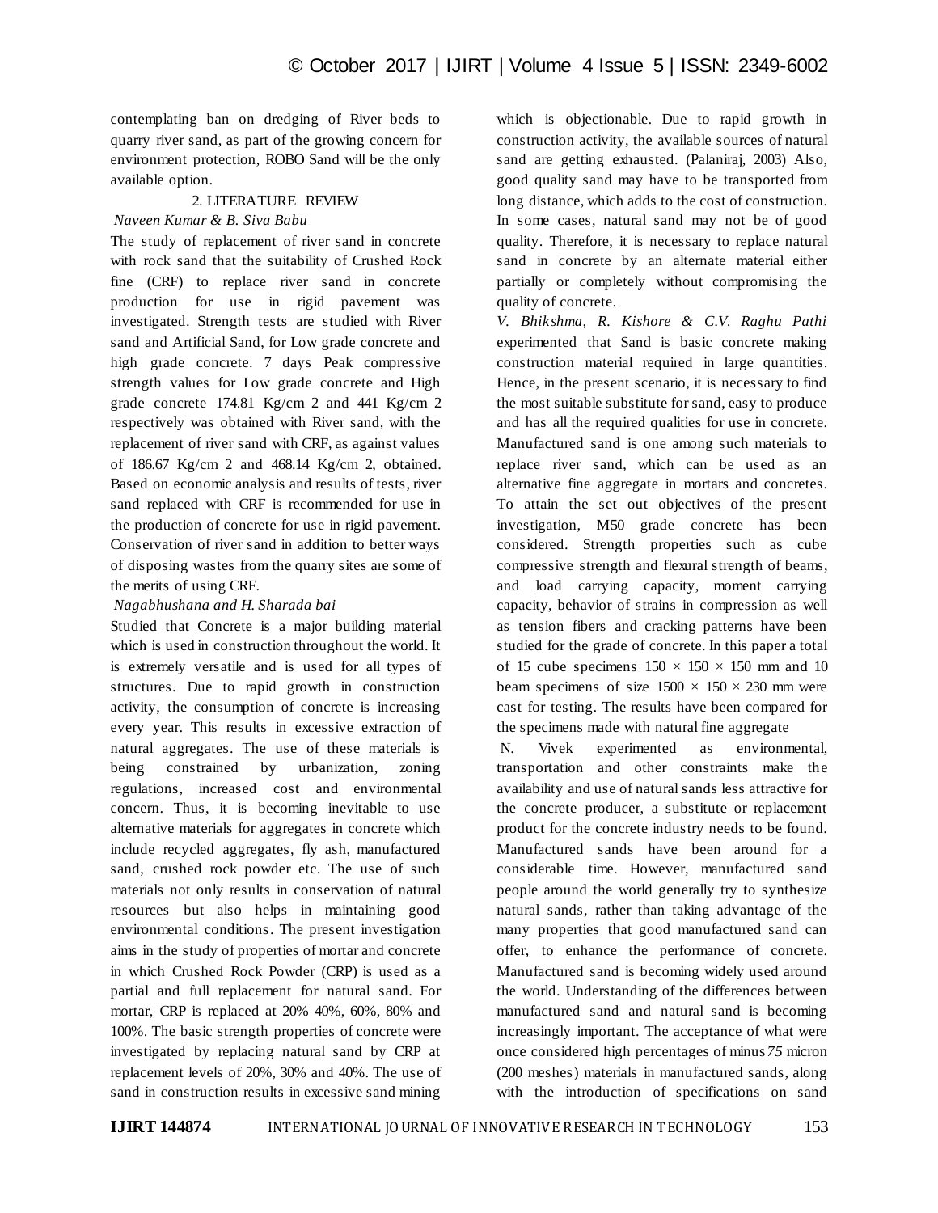contemplating ban on dredging of River beds to quarry river sand, as part of the growing concern for environment protection, ROBO Sand will be the only available option.

## 2. LITERATURE REVIEW

*Naveen Kumar & B. Siva Babu*

The study of replacement of river sand in concrete with rock sand that the suitability of Crushed Rock fine (CRF) to replace river sand in concrete production for use in rigid pavement was investigated. Strength tests are studied with River sand and Artificial Sand, for Low grade concrete and high grade concrete. 7 days Peak compressive strength values for Low grade concrete and High grade concrete 174.81 Kg/cm 2 and 441 Kg/cm 2 respectively was obtained with River sand, with the replacement of river sand with CRF, as against values of 186.67 Kg/cm 2 and 468.14 Kg/cm 2, obtained. Based on economic analysis and results of tests, river sand replaced with CRF is recommended for use in the production of concrete for use in rigid pavement. Conservation of river sand in addition to better ways of disposing wastes from the quarry sites are some of the merits of using CRF.

*Nagabhushana and H. Sharada bai*

Studied that Concrete is a major building material which is used in construction throughout the world. It is extremely versatile and is used for all types of structures. Due to rapid growth in construction activity, the consumption of concrete is increasing every year. This results in excessive extraction of natural aggregates. The use of these materials is being constrained by urbanization, zoning regulations, increased cost and environmental concern. Thus, it is becoming inevitable to use alternative materials for aggregates in concrete which include recycled aggregates, fly ash, manufactured sand, crushed rock powder etc. The use of such materials not only results in conservation of natural resources but also helps in maintaining good environmental conditions. The present investigation aims in the study of properties of mortar and concrete in which Crushed Rock Powder (CRP) is used as a partial and full replacement for natural sand. For mortar, CRP is replaced at 20% 40%, 60%, 80% and 100%. The basic strength properties of concrete were investigated by replacing natural sand by CRP at replacement levels of 20%, 30% and 40%. The use of sand in construction results in excessive sand mining which is objectionable. Due to rapid growth in construction activity, the available sources of natural sand are getting exhausted. (Palaniraj, 2003) Also, good quality sand may have to be transported from long distance, which adds to the cost of construction. In some cases, natural sand may not be of good quality. Therefore, it is necessary to replace natural sand in concrete by an alternate material either partially or completely without compromising the quality of concrete.

*V. Bhikshma, R. Kishore & C.V. Raghu Pathi* experimented that Sand is basic concrete making construction material required in large quantities. Hence, in the present scenario, it is necessary to find the most suitable substitute for sand, easy to produce and has all the required qualities for use in concrete. Manufactured sand is one among such materials to replace river sand, which can be used as an alternative fine aggregate in mortars and concretes. To attain the set out objectives of the present investigation, M50 grade concrete has been considered. Strength properties such as cube compressive strength and flexural strength of beams, and load carrying capacity, moment carrying capacity, behavior of strains in compression as well as tension fibers and cracking patterns have been studied for the grade of concrete. In this paper a total of 15 cube specimens 150 × 150 × 150 mm and 10 beam specimens of size 1500 × 150 × 230 mm were cast for testing. The results have been compared for the specimens made with natural fine aggregate

N. Vivek experimented as environmental, transportation and other constraints make the availability and use of natural sands less attractive for the concrete producer, a substitute or replacement product for the concrete industry needs to be found. Manufactured sands have been around for a considerable time. However, manufactured sand people around the world generally try to synthesize natural sands, rather than taking advantage of the many properties that good manufactured sand can offer, to enhance the performance of concrete. Manufactured sand is becoming widely used around the world. Understanding of the differences between manufactured sand and natural sand is becoming increasingly important. The acceptance of what were once considered high percentages of minus *75* micron (200 meshes) materials in manufactured sands, along with the introduction of specifications on sand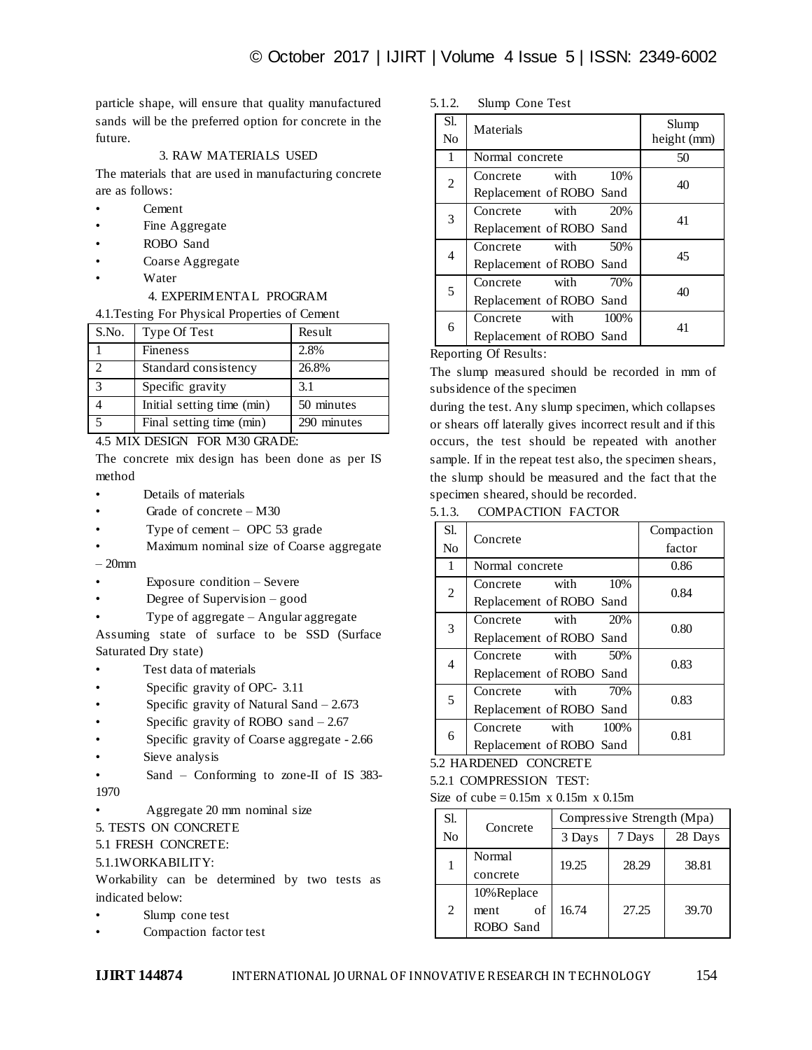particle shape, will ensure that quality manufactured sands will be the preferred option for concrete in the future.

## 3. RAW MATERIALS USED

The materials that are used in manufacturing concrete are as follows:

- Cement
- Fine Aggregate
- ROBO Sand
- Coarse Aggregate
- Water

## 4. EXPERIMENTAL PROGRAM

4.1.Testing For Physical Properties of Cement

| S.No. | Type Of Test | Result |
|---|---|---|
| 1 | Fineness | 2.8% |
| 2 | Standard consistency | 26.8% |
| 3 | Specific gravity | 3.1 |
| 4 | Initial setting time (min) | 50 minutes |
| 5 | Final setting time (min) | 290 minutes |

4.5 MIX DESIGN FOR M30 GRADE:

The concrete mix design has been done as per IS method

- Details of materials
- Grade of concrete – M30
- Type of cement – OPC 53 grade
- Maximum nominal size of Coarse aggregate – 20mm
- Exposure condition – Severe
- Degree of Supervision – good
- Type of aggregate – Angular aggregate

Assuming state of surface to be SSD (Surface Saturated Dry state)

- Test data of materials
- Specific gravity of OPC- 3.11
- Specific gravity of Natural Sand – 2.673
- Specific gravity of ROBO sand – 2.67
- Specific gravity of Coarse aggregate - 2.66
- Sieve analysis
- Sand – Conforming to zone-II of IS 383-1970
- Aggregate 20 mm nominal size

## 5. TESTS ON CONCRETE

5.1 FRESH CONCRETE:

5.1.1WORKABILITY:

Workability can be determined by two tests as indicated below:

- Slump cone test
- Compaction factor test

5.1.2. Slump Cone Test

| Sl. No | Materials | Slump height (mm) |
|---|---|---|
| 1 | Normal concrete | 50 |
| 2 | Concrete with 10% Replacement of ROBO Sand | 40 |
| 3 | Concrete with 20% Replacement of ROBO Sand | 41 |
| 4 | Concrete with 50% Replacement of ROBO Sand | 45 |
| 5 | Concrete with 70% Replacement of ROBO Sand | 40 |
| 6 | Concrete with 100% Replacement of ROBO Sand | 41 |

Reporting Of Results:

The slump measured should be recorded in mm of subsidence of the specimen

during the test. Any slump specimen, which collapses or shears off laterally gives incorrect result and if this occurs, the test should be repeated with another sample. If in the repeat test also, the specimen shears, the slump should be measured and the fact that the specimen sheared, should be recorded.

5.1.3. COMPACTION FACTOR

| Sl. No | Concrete | Compaction factor |
|---|---|---|
| 1 | Normal concrete | 0.86 |
| 2 | Concrete with 10% Replacement of ROBO Sand | 0.84 |
| 3 | Concrete with 20% Replacement of ROBO Sand | 0.80 |
| 4 | Concrete with 50% Replacement of ROBO Sand | 0.83 |
| 5 | Concrete with 70% Replacement of ROBO Sand | 0.83 |
| 6 | Concrete with 100% Replacement of ROBO Sand | 0.81 |

5.2 HARDENED CONCRETE

5.2.1 COMPRESSION TEST:

Size of cube = 0.15m x 0.15m x 0.15m

| Sl. No | Concrete | Compressive Strength (Mpa) | | |
|---|---|---|---|---|
| | | 3 Days | 7 Days | 28 Days |
| 1 | Normal concrete | 19.25 | 28.29 | 38.81 |
| 2 | 10%Replacement of ROBO Sand | 16.74 | 27.25 | 39.70 |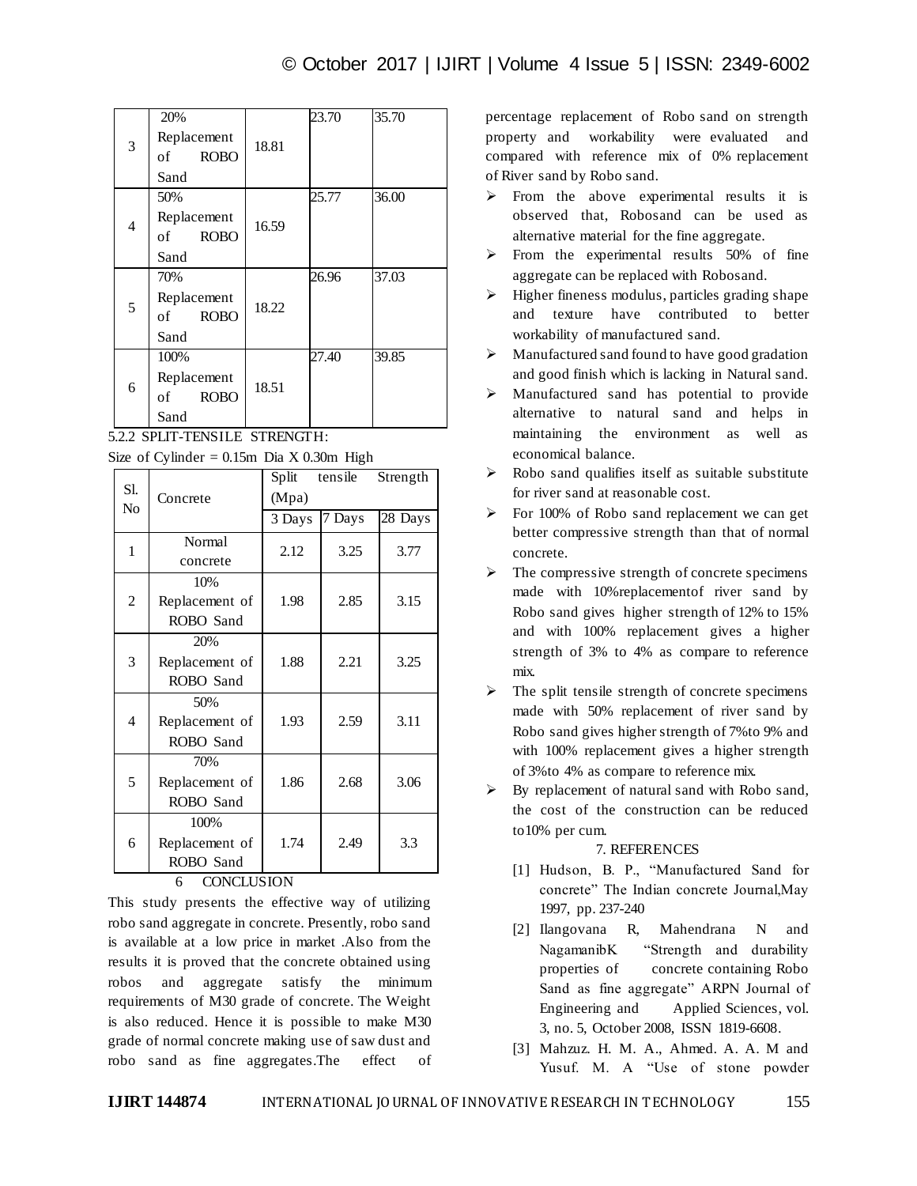| 3 | 20% Replacement of ROBO Sand | 18.81 | 23.70 | 35.70 |
|---|---|---|---|---|
| 4 | 50% Replacement of ROBO Sand | 16.59 | 25.77 | 36.00 |
| 5 | 70% Replacement of ROBO Sand | 18.22 | 26.96 | 37.03 |
| 6 | 100% Replacement of ROBO Sand | 18.51 | 27.40 | 39.85 |

5.2.2 SPLIT-TENSILE STRENGTH:

Size of Cylinder = 0.15m Dia X 0.30m High

| Sl. No | Concrete | Split tensile Strength (Mpa) | | |
|---|---|---|---|---|
| | | 3 Days | 7 Days | 28 Days |
| 1 | Normal concrete | 2.12 | 3.25 | 3.77 |
| 2 | 10% Replacement of ROBO Sand | 1.98 | 2.85 | 3.15 |
| 3 | 20% Replacement of ROBO Sand | 1.88 | 2.21 | 3.25 |
| 4 | 50% Replacement of ROBO Sand | 1.93 | 2.59 | 3.11 |
| 5 | 70% Replacement of ROBO Sand | 1.86 | 2.68 | 3.06 |
| 6 | 100% Replacement of ROBO Sand | 1.74 | 2.49 | 3.3 |

## 6 CONCLUSION

This study presents the effective way of utilizing robo sand aggregate in concrete. Presently, robo sand is available at a low price in market .Also from the results it is proved that the concrete obtained using robos and aggregate satisfy the minimum requirements of M30 grade of concrete. The Weight is also reduced. Hence it is possible to make M30 grade of normal concrete making use of saw dust and robo sand as fine aggregates.The effect of percentage replacement of Robo sand on strength property and workability were evaluated and compared with reference mix of 0% replacement of River sand by Robo sand.

- From the above experimental results it is observed that, Robosand can be used as alternative material for the fine aggregate.
- From the experimental results 50% of fine aggregate can be replaced with Robosand.
- Higher fineness modulus, particles grading shape and texture have contributed to better workability of manufactured sand.
- Manufactured sand found to have good gradation and good finish which is lacking in Natural sand.
- Manufactured sand has potential to provide alternative to natural sand and helps in maintaining the environment as well as economical balance.
- Robo sand qualifies itself as suitable substitute for river sand at reasonable cost.
- For 100% of Robo sand replacement we can get better compressive strength than that of normal concrete.
- The compressive strength of concrete specimens made with 10%replacementof river sand by Robo sand gives higher strength of 12% to 15% and with 100% replacement gives a higher strength of 3% to 4% as compare to reference mix.
- The split tensile strength of concrete specimens made with 50% replacement of river sand by Robo sand gives higher strength of 7%to 9% and with 100% replacement gives a higher strength of 3%to 4% as compare to reference mix.
- By replacement of natural sand with Robo sand, the cost of the construction can be reduced to10% per cum.

## 7. REFERENCES

[1] Hudson, B. P., "Manufactured Sand for concrete" The Indian concrete Journal,May 1997, pp. 237-240

[2] Ilangovana R, Mahendrana N and NagamanibK "Strength and durability properties of concrete containing Robo Sand as fine aggregate" ARPN Journal of Engineering and Applied Sciences, vol. 3, no. 5, October 2008, ISSN 1819-6608.

[3] Mahzuz. H. M. A., Ahmed. A. A. M and Yusuf. M. A "Use of stone powder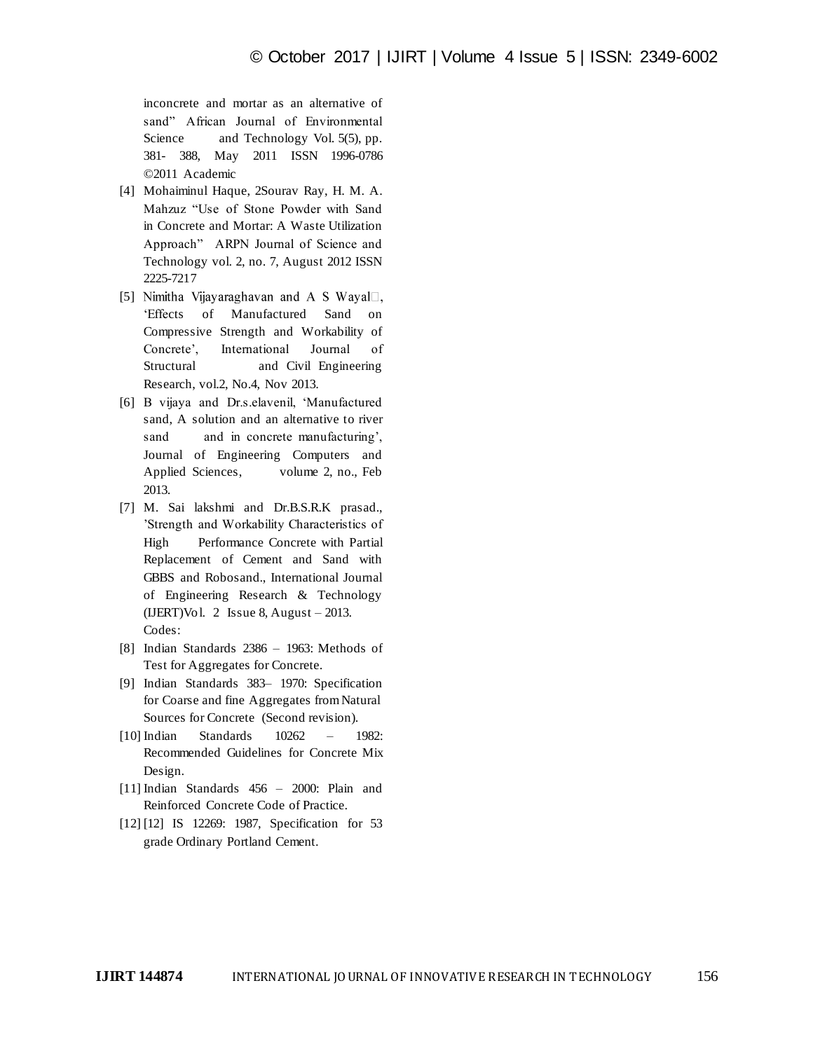inconcrete and mortar as an alternative of sand" African Journal of Environmental Science and Technology Vol. 5(5), pp. 381- 388, May 2011 ISSN 1996-0786 ©2011 Academic

[4] Mohaiminul Haque, 2Sourav Ray, H. M. A. Mahzuz "Use of Stone Powder with Sand in Concrete and Mortar: A Waste Utilization Approach" ARPN Journal of Science and Technology vol. 2, no. 7, August 2012 ISSN 2225-7217

[5] Nimitha Vijayaraghavan and A S Wayal□, 'Effects of Manufactured Sand on Compressive Strength and Workability of Concrete', International Journal of Structural and Civil Engineering Research, vol.2, No.4, Nov 2013.

[6] B vijaya and Dr.s.elavenil, 'Manufactured sand, A solution and an alternative to river sand and in concrete manufacturing', Journal of Engineering Computers and Applied Sciences, volume 2, no., Feb 2013.

[7] M. Sai lakshmi and Dr.B.S.R.K prasad., 'Strength and Workability Characteristics of High Performance Concrete with Partial Replacement of Cement and Sand with GBBS and Robosand., International Journal of Engineering Research & Technology (IJERT)Vol. 2 Issue 8, August – 2013.

Codes:

[8] Indian Standards 2386 – 1963: Methods of Test for Aggregates for Concrete.

[9] Indian Standards 383– 1970: Specification for Coarse and fine Aggregates from Natural Sources for Concrete (Second revision).

[10] Indian Standards 10262 – 1982: Recommended Guidelines for Concrete Mix Design.

[11] Indian Standards 456 – 2000: Plain and Reinforced Concrete Code of Practice.

[12] [12] IS 12269: 1987, Specification for 53 grade Ordinary Portland Cement.